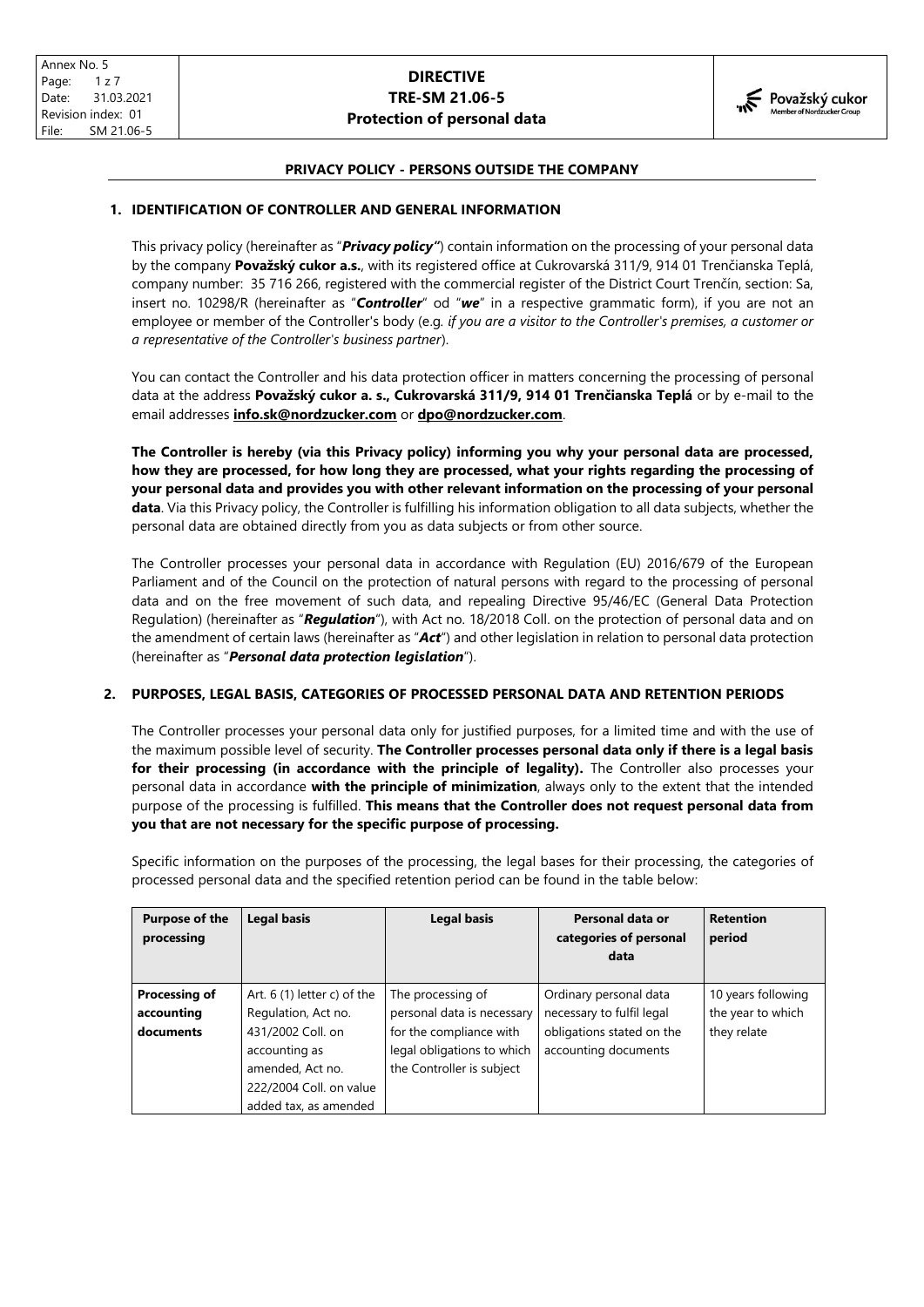## PRIVACY POLICY - PERSONS OUTSIDE THE COMPANY

### 1. IDENTIFICATION OF CONTROLLER AND GENERAL INFORMATION

This privacy policy (hereinafter as "***Privacy policy"***) contain information on the processing of your personal data by the company **Považský cukor a.s.**, with its registered office at Cukrovarská 311/9, 914 01 Trenčianska Teplá, company number: 35 716 266, registered with the commercial register of the District Court Trenčín, section: Sa, insert no. 10298/R (hereinafter as "***Controller***" od "***we***" in a respective grammatic form), if you are not an employee or member of the Controller's body (e.g. *if you are a visitor to the Controller's premises, a customer or a representative of the Controller's business partner*).

You can contact the Controller and his data protection officer in matters concerning the processing of personal data at the address **Považský cukor a. s., Cukrovarská 311/9, 914 01 Trenčianska Teplá** or by e-mail to the email addresses **info.sk@nordzucker.com** or **dpo@nordzucker.com**.

**The Controller is hereby (via this Privacy policy) informing you why your personal data are processed, how they are processed, for how long they are processed, what your rights regarding the processing of your personal data and provides you with other relevant information on the processing of your personal data**. Via this Privacy policy, the Controller is fulfilling his information obligation to all data subjects, whether the personal data are obtained directly from you as data subjects or from other source.

The Controller processes your personal data in accordance with Regulation (EU) 2016/679 of the European Parliament and of the Council on the protection of natural persons with regard to the processing of personal data and on the free movement of such data, and repealing Directive 95/46/EC (General Data Protection Regulation) (hereinafter as "***Regulation***"), with Act no. 18/2018 Coll. on the protection of personal data and on the amendment of certain laws (hereinafter as "***Act***") and other legislation in relation to personal data protection (hereinafter as "***Personal data protection legislation***").

### 2. PURPOSES, LEGAL BASIS, CATEGORIES OF PROCESSED PERSONAL DATA AND RETENTION PERIODS

The Controller processes your personal data only for justified purposes, for a limited time and with the use of the maximum possible level of security. **The Controller processes personal data only if there is a legal basis for their processing (in accordance with the principle of legality).** The Controller also processes your personal data in accordance **with the principle of minimization**, always only to the extent that the intended purpose of the processing is fulfilled. **This means that the Controller does not request personal data from you that are not necessary for the specific purpose of processing.**

Specific information on the purposes of the processing, the legal bases for their processing, the categories of processed personal data and the specified retention period can be found in the table below:

| Purpose of the processing | Legal basis | Legal basis | Personal data or categories of personal data | Retention period |
|---|---|---|---|---|
| **Processing of accounting documents** | Art. 6 (1) letter c) of the Regulation, Act no. 431/2002 Coll. on accounting as amended, Act no. 222/2004 Coll. on value added tax, as amended | The processing of personal data is necessary for the compliance with legal obligations to which the Controller is subject | Ordinary personal data necessary to fulfil legal obligations stated on the accounting documents | 10 years following the year to which they relate |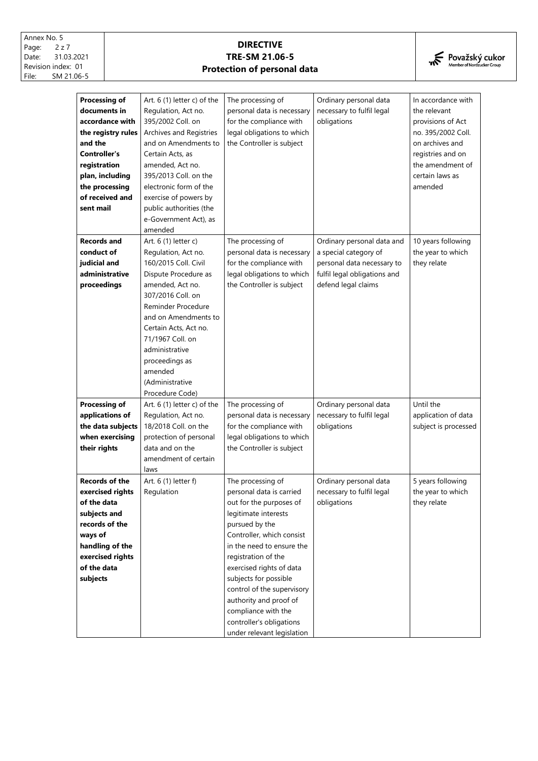| **Processing of documents in accordance with the registry rules and the Controller's registration plan, including the processing of received and sent mail** | Art. 6 (1) letter c) of the Regulation, Act no. 395/2002 Coll. on Archives and Registries and on Amendments to Certain Acts, as amended, Act no. 395/2013 Coll. on the electronic form of the exercise of powers by public authorities (the e-Government Act), as amended | The processing of personal data is necessary for the compliance with legal obligations to which the Controller is subject | Ordinary personal data necessary to fulfil legal obligations | In accordance with the relevant provisions of Act no. 395/2002 Coll. on archives and registries and on the amendment of certain laws as amended |
|---|---|---|---|---|
| **Records and conduct of judicial and administrative proceedings** | Art. 6 (1) letter c) Regulation, Act no. 160/2015 Coll. Civil Dispute Procedure as amended, Act no. 307/2016 Coll. on Reminder Procedure and on Amendments to Certain Acts, Act no. 71/1967 Coll. on administrative proceedings as amended (Administrative Procedure Code) | The processing of personal data is necessary for the compliance with legal obligations to which the Controller is subject | Ordinary personal data and a special category of personal data necessary to fulfil legal obligations and defend legal claims | 10 years following the year to which they relate |
| **Processing of applications of the data subjects when exercising their rights** | Art. 6 (1) letter c) of the Regulation, Act no. 18/2018 Coll. on the protection of personal data and on the amendment of certain laws | The processing of personal data is necessary for the compliance with legal obligations to which the Controller is subject | Ordinary personal data necessary to fulfil legal obligations | Until the application of data subject is processed |
| **Records of the exercised rights of the data subjects and records of the ways of handling of the exercised rights of the data subjects** | Art. 6 (1) letter f) Regulation | The processing of personal data is carried out for the purposes of legitimate interests pursued by the Controller, which consist in the need to ensure the registration of the exercised rights of data subjects for possible control of the supervisory authority and proof of compliance with the controller's obligations under relevant legislation | Ordinary personal data necessary to fulfil legal obligations | 5 years following the year to which they relate |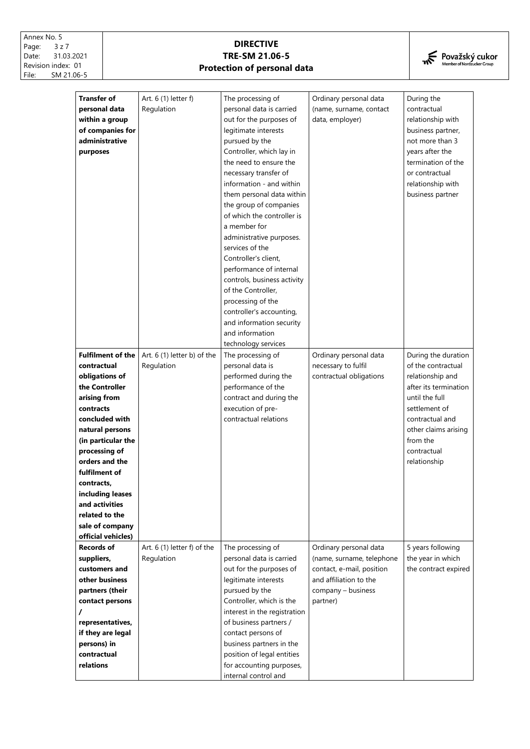| **Transfer of personal data within a group of companies for administrative purposes** | Art. 6 (1) letter f) Regulation | The processing of personal data is carried out for the purposes of legitimate interests pursued by the Controller, which lay in the need to ensure the necessary transfer of information - and within them personal data within the group of companies of which the controller is a member for administrative purposes. services of the Controller's client, performance of internal controls, business activity of the Controller, processing of the controller's accounting, and information security and information technology services | Ordinary personal data (name, surname, contact data, employer) | During the contractual relationship with business partner, not more than 3 years after the termination of the or contractual relationship with business partner |
|---|---|---|---|---|
| **Fulfilment of the contractual obligations of the Controller arising from contracts concluded with natural persons (in particular the processing of orders and the fulfilment of contracts, including leases and activities related to the sale of company official vehicles)** | Art. 6 (1) letter b) of the Regulation | The processing of personal data is performed during the performance of the contract and during the execution of pre-contractual relations | Ordinary personal data necessary to fulfil contractual obligations | During the duration of the contractual relationship and after its termination until the full settlement of contractual and other claims arising from the contractual relationship |
| **Records of suppliers, customers and other business partners (their contact persons / representatives, if they are legal persons) in contractual relations** | Art. 6 (1) letter f) of the Regulation | The processing of personal data is carried out for the purposes of legitimate interests pursued by the Controller, which is the interest in the registration of business partners / contact persons of business partners in the position of legal entities for accounting purposes, internal control and | Ordinary personal data (name, surname, telephone contact, e-mail, position and affiliation to the company – business partner) | 5 years following the year in which the contract expired |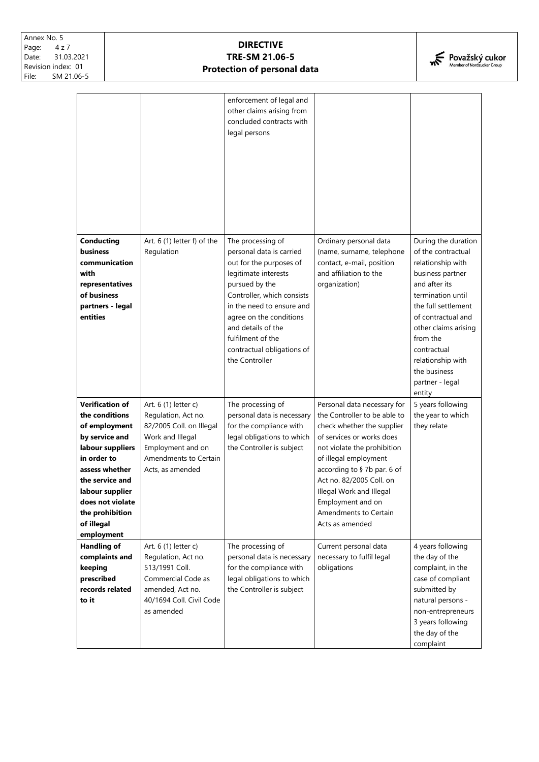| | | enforcement of legal and other claims arising from concluded contracts with legal persons | | |
|---|---|---|---|---|
| **Conducting business communication with representatives of business partners - legal entities** | Art. 6 (1) letter f) of the Regulation | The processing of personal data is carried out for the purposes of legitimate interests pursued by the Controller, which consists in the need to ensure and agree on the conditions and details of the fulfilment of the contractual obligations of the Controller | Ordinary personal data (name, surname, telephone contact, e-mail, position and affiliation to the organization) | During the duration of the contractual relationship with business partner and after its termination until the full settlement of contractual and other claims arising from the contractual relationship with the business partner - legal entity |
| **Verification of the conditions of employment by service and labour suppliers in order to assess whether the service and labour supplier does not violate the prohibition of illegal employment** | Art. 6 (1) letter c) Regulation, Act no. 82/2005 Coll. on Illegal Work and Illegal Employment and on Amendments to Certain Acts, as amended | The processing of personal data is necessary for the compliance with legal obligations to which the Controller is subject | Personal data necessary for the Controller to be able to check whether the supplier of services or works does not violate the prohibition of illegal employment according to § 7b par. 6 of Act no. 82/2005 Coll. on Illegal Work and Illegal Employment and on Amendments to Certain Acts as amended | 5 years following the year to which they relate |
| **Handling of complaints and keeping prescribed records related to it** | Art. 6 (1) letter c) Regulation, Act no. 513/1991 Coll. Commercial Code as amended, Act no. 40/1694 Coll. Civil Code as amended | The processing of personal data is necessary for the compliance with legal obligations to which the Controller is subject | Current personal data necessary to fulfil legal obligations | 4 years following the day of the complaint, in the case of compliant submitted by natural persons - non-entrepreneurs 3 years following the day of the complaint |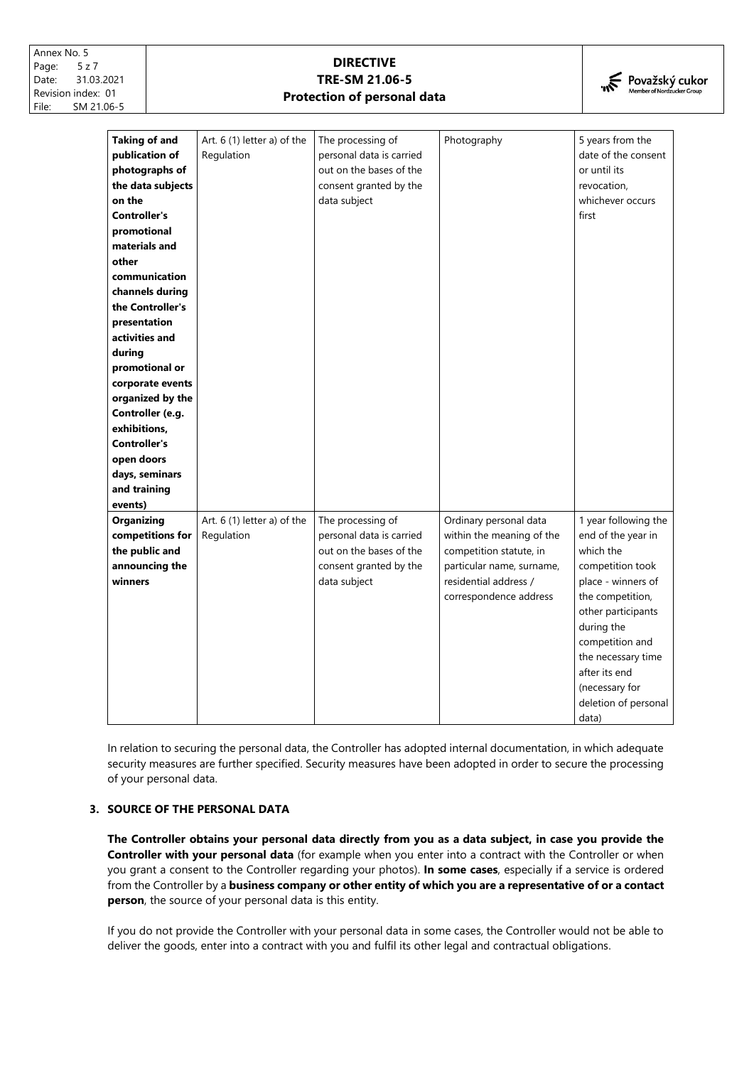| **Taking of and publication of photographs of the data subjects on the Controller's promotional materials and other communication channels during the Controller's presentation activities and during promotional or corporate events organized by the Controller (e.g. exhibitions, Controller's open doors days, seminars and training events)** | Art. 6 (1) letter a) of the Regulation | The processing of personal data is carried out on the bases of the consent granted by the data subject | Photography | 5 years from the date of the consent or until its revocation, whichever occurs first |
|---|---|---|---|---|
| **Organizing competitions for the public and announcing the winners** | Art. 6 (1) letter a) of the Regulation | The processing of personal data is carried out on the bases of the consent granted by the data subject | Ordinary personal data within the meaning of the competition statute, in particular name, surname, residential address / correspondence address | 1 year following the end of the year in which the competition took place - winners of the competition, other participants during the competition and the necessary time after its end (necessary for deletion of personal data) |

In relation to securing the personal data, the Controller has adopted internal documentation, in which adequate security measures are further specified. Security measures have been adopted in order to secure the processing of your personal data.

## 3. SOURCE OF THE PERSONAL DATA

**The Controller obtains your personal data directly from you as a data subject, in case you provide the Controller with your personal data** (for example when you enter into a contract with the Controller or when you grant a consent to the Controller regarding your photos). **In some cases**, especially if a service is ordered from the Controller by a **business company or other entity of which you are a representative of or a contact person**, the source of your personal data is this entity.

If you do not provide the Controller with your personal data in some cases, the Controller would not be able to deliver the goods, enter into a contract with you and fulfil its other legal and contractual obligations.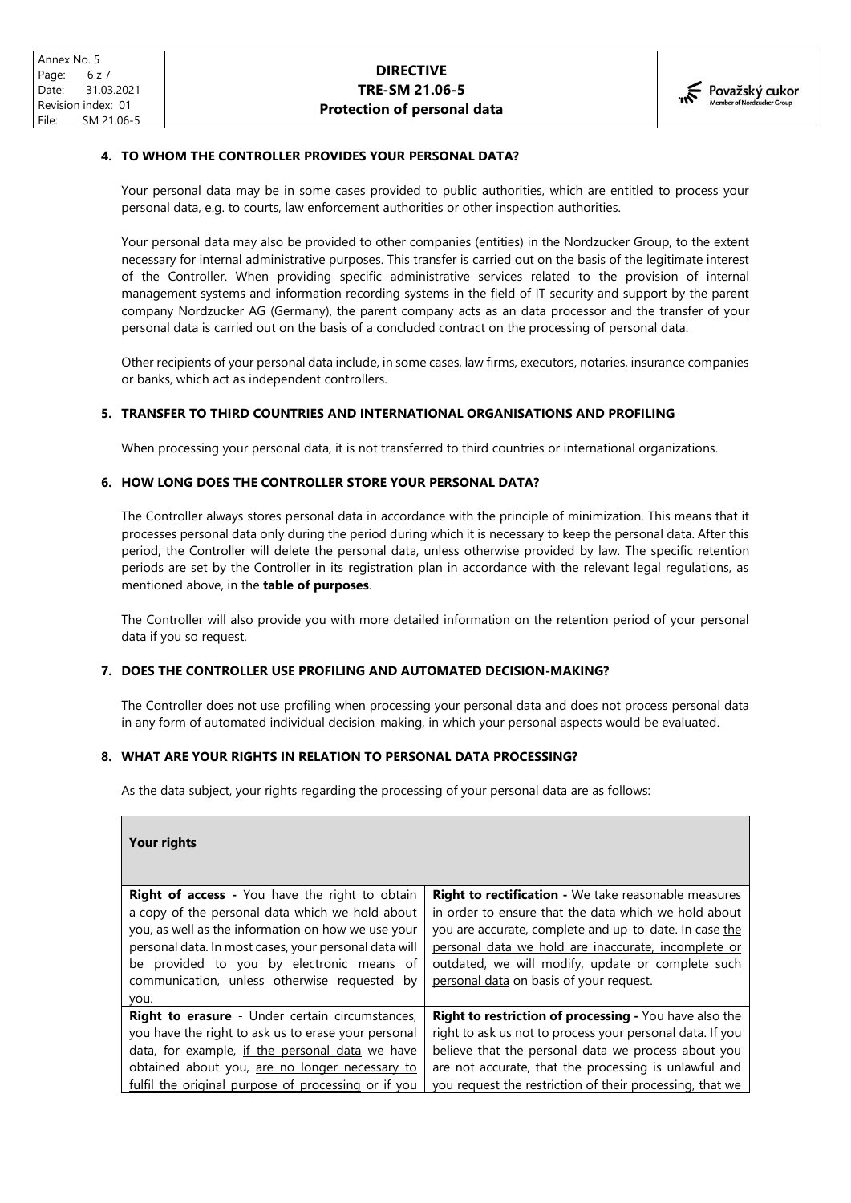## 4. TO WHOM THE CONTROLLER PROVIDES YOUR PERSONAL DATA?

Your personal data may be in some cases provided to public authorities, which are entitled to process your personal data, e.g. to courts, law enforcement authorities or other inspection authorities.

Your personal data may also be provided to other companies (entities) in the Nordzucker Group, to the extent necessary for internal administrative purposes. This transfer is carried out on the basis of the legitimate interest of the Controller. When providing specific administrative services related to the provision of internal management systems and information recording systems in the field of IT security and support by the parent company Nordzucker AG (Germany), the parent company acts as an data processor and the transfer of your personal data is carried out on the basis of a concluded contract on the processing of personal data.

Other recipients of your personal data include, in some cases, law firms, executors, notaries, insurance companies or banks, which act as independent controllers.

## 5. TRANSFER TO THIRD COUNTRIES AND INTERNATIONAL ORGANISATIONS AND PROFILING

When processing your personal data, it is not transferred to third countries or international organizations.

## 6. HOW LONG DOES THE CONTROLLER STORE YOUR PERSONAL DATA?

The Controller always stores personal data in accordance with the principle of minimization. This means that it processes personal data only during the period during which it is necessary to keep the personal data. After this period, the Controller will delete the personal data, unless otherwise provided by law. The specific retention periods are set by the Controller in its registration plan in accordance with the relevant legal regulations, as mentioned above, in the **table of purposes**.

The Controller will also provide you with more detailed information on the retention period of your personal data if you so request.

## 7. DOES THE CONTROLLER USE PROFILING AND AUTOMATED DECISION-MAKING?

The Controller does not use profiling when processing your personal data and does not process personal data in any form of automated individual decision-making, in which your personal aspects would be evaluated.

## 8. WHAT ARE YOUR RIGHTS IN RELATION TO PERSONAL DATA PROCESSING?

As the data subject, your rights regarding the processing of your personal data are as follows:

| **Your rights** | |
|---|---|
| **Right of access -** You have the right to obtain a copy of the personal data which we hold about you, as well as the information on how we use your personal data. In most cases, your personal data will be provided to you by electronic means of communication, unless otherwise requested by you. | **Right to rectification -** We take reasonable measures in order to ensure that the data which we hold about you are accurate, complete and up-to-date. In case the personal data we hold are inaccurate, incomplete or outdated, we will modify, update or complete such personal data on basis of your request. |
| **Right to erasure** - Under certain circumstances, you have the right to ask us to erase your personal data, for example, if the personal data we have obtained about you, are no longer necessary to fulfil the original purpose of processing or if you | **Right to restriction of processing -** You have also the right to ask us not to process your personal data. If you believe that the personal data we process about you are not accurate, that the processing is unlawful and you request the restriction of their processing, that we |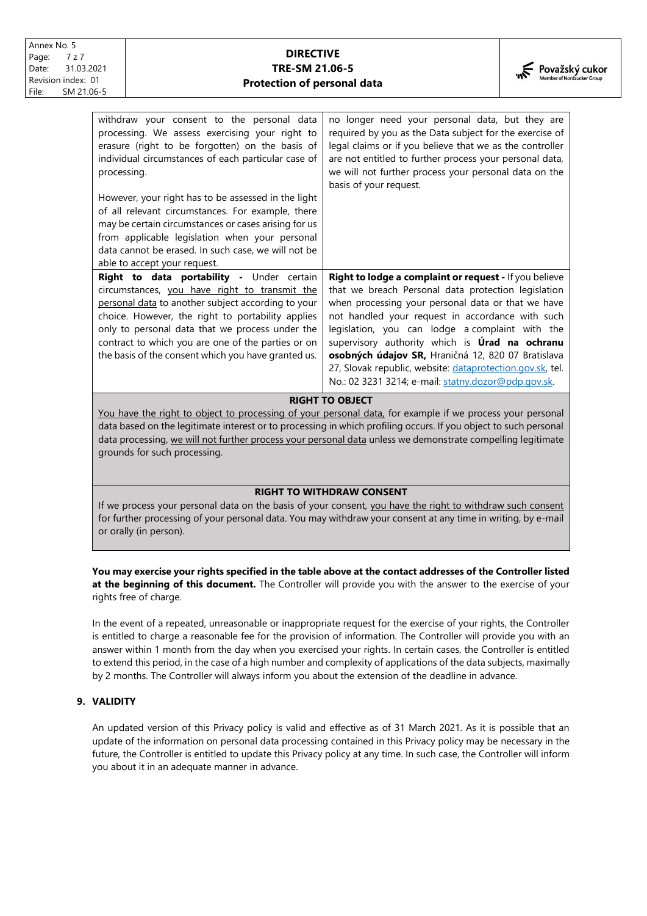| | |
|---|---|
| withdraw your consent to the personal data processing. We assess exercising your right to erasure (right to be forgotten) on the basis of individual circumstances of each particular case of processing.<br><br>However, your right has to be assessed in the light of all relevant circumstances. For example, there may be certain circumstances or cases arising for us from applicable legislation when your personal data cannot be erased. In such case, we will not be able to accept your request. | no longer need your personal data, but they are required by you as the Data subject for the exercise of legal claims or if you believe that we as the controller are not entitled to further process your personal data, we will not further process your personal data on the basis of your request. |
| **Right to data portability -** Under certain circumstances, you have right to transmit the personal data to another subject according to your choice. However, the right to portability applies only to personal data that we process under the contract to which you are one of the parties or on the basis of the consent which you have granted us. | **Right to lodge a complaint or request -** If you believe that we breach Personal data protection legislation when processing your personal data or that we have not handled your request in accordance with such legislation, you can lodge a complaint with the supervisory authority which is **Úrad na ochranu osobných údajov SR,** Hraničná 12, 820 07 Bratislava 27, Slovak republic, website: dataprotection.gov.sk, tel. No.: 02 3231 3214; e-mail: statny.dozor@pdp.gov.sk. |

**RIGHT TO OBJECT**

You have the right to object to processing of your personal data, for example if we process your personal data based on the legitimate interest or to processing in which profiling occurs. If you object to such personal data processing, we will not further process your personal data unless we demonstrate compelling legitimate grounds for such processing.

**RIGHT TO WITHDRAW CONSENT**

If we process your personal data on the basis of your consent, you have the right to withdraw such consent for further processing of your personal data. You may withdraw your consent at any time in writing, by e-mail or orally (in person).

**You may exercise your rights specified in the table above at the contact addresses of the Controller listed at the beginning of this document.** The Controller will provide you with the answer to the exercise of your rights free of charge.

In the event of a repeated, unreasonable or inappropriate request for the exercise of your rights, the Controller is entitled to charge a reasonable fee for the provision of information. The Controller will provide you with an answer within 1 month from the day when you exercised your rights. In certain cases, the Controller is entitled to extend this period, in the case of a high number and complexity of applications of the data subjects, maximally by 2 months. The Controller will always inform you about the extension of the deadline in advance.

## 9. VALIDITY

An updated version of this Privacy policy is valid and effective as of 31 March 2021. As it is possible that an update of the information on personal data processing contained in this Privacy policy may be necessary in the future, the Controller is entitled to update this Privacy policy at any time. In such case, the Controller will inform you about it in an adequate manner in advance.